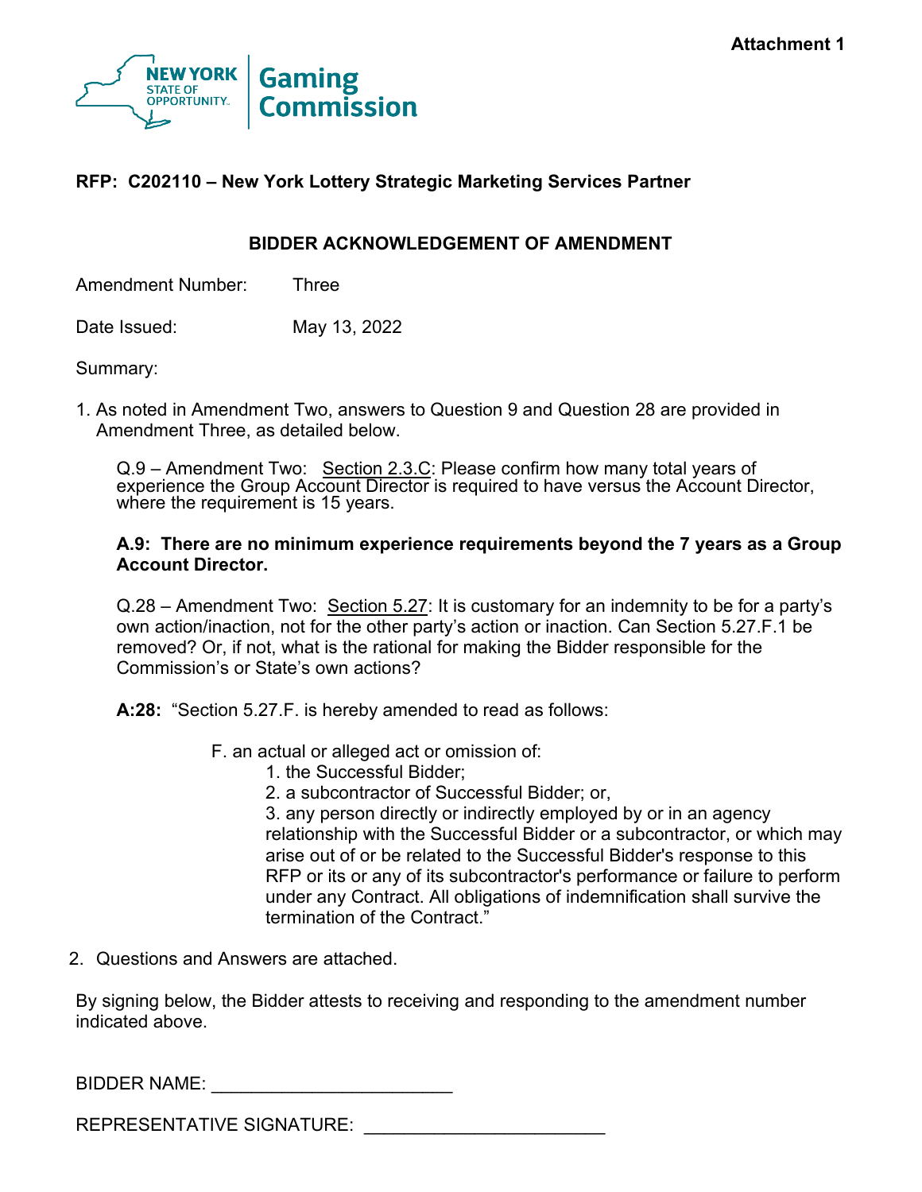Attachment 1

New York State of Opportunity | Gaming Commission

**RFP: C202110 – New York Lottery Strategic Marketing Services Partner**

## BIDDER ACKNOWLEDGEMENT OF AMENDMENT

Amendment Number: Three

Date Issued: May 13, 2022

Summary:

1. As noted in Amendment Two, answers to Question 9 and Question 28 are provided in Amendment Three, as detailed below.

   Q.9 – Amendment Two: Section 2.3.C: Please confirm how many total years of experience the Group Account Director is required to have versus the Account Director, where the requirement is 15 years.

   **A.9: There are no minimum experience requirements beyond the 7 years as a Group Account Director.**

   Q.28 – Amendment Two: Section 5.27: It is customary for an indemnity to be for a party's own action/inaction, not for the other party's action or inaction. Can Section 5.27.F.1 be removed? Or, if not, what is the rational for making the Bidder responsible for the Commission's or State's own actions?

   **A:28:** "Section 5.27.F. is hereby amended to read as follows:

   F. an actual or alleged act or omission of:
   1. the Successful Bidder;
   2. a subcontractor of Successful Bidder; or,
   3. any person directly or indirectly employed by or in an agency relationship with the Successful Bidder or a subcontractor, or which may arise out of or be related to the Successful Bidder's response to this RFP or its or any of its subcontractor's performance or failure to perform under any Contract. All obligations of indemnification shall survive the termination of the Contract."

2. Questions and Answers are attached.

By signing below, the Bidder attests to receiving and responding to the amendment number indicated above.

BIDDER NAME: ______________________

REPRESENTATIVE SIGNATURE: ______________________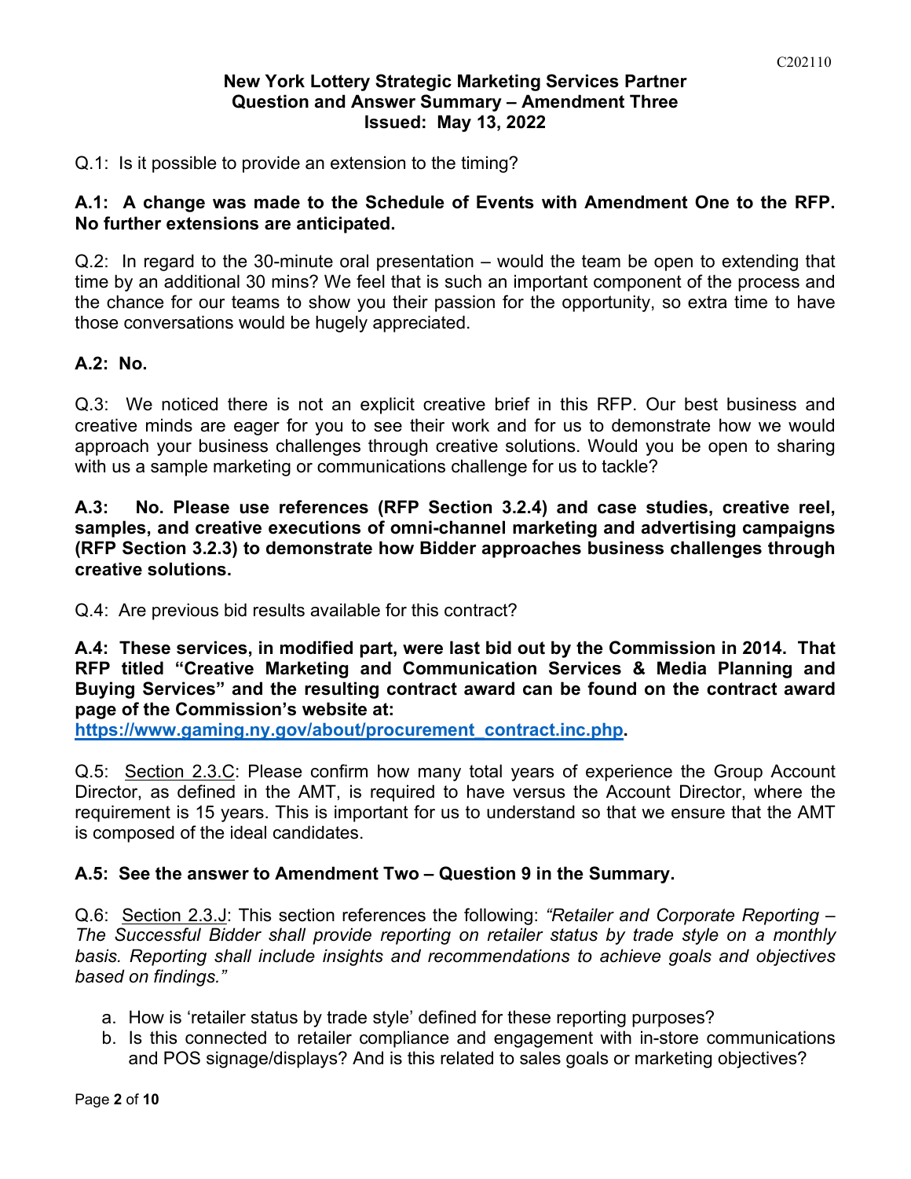**New York Lottery Strategic Marketing Services Partner**
**Question and Answer Summary – Amendment Three**
**Issued: May 13, 2022**

Q.1: Is it possible to provide an extension to the timing?

**A.1: A change was made to the Schedule of Events with Amendment One to the RFP. No further extensions are anticipated.**

Q.2: In regard to the 30-minute oral presentation – would the team be open to extending that time by an additional 30 mins? We feel that is such an important component of the process and the chance for our teams to show you their passion for the opportunity, so extra time to have those conversations would be hugely appreciated.

**A.2: No.**

Q.3: We noticed there is not an explicit creative brief in this RFP. Our best business and creative minds are eager for you to see their work and for us to demonstrate how we would approach your business challenges through creative solutions. Would you be open to sharing with us a sample marketing or communications challenge for us to tackle?

**A.3: No. Please use references (RFP Section 3.2.4) and case studies, creative reel, samples, and creative executions of omni-channel marketing and advertising campaigns (RFP Section 3.2.3) to demonstrate how Bidder approaches business challenges through creative solutions.**

Q.4: Are previous bid results available for this contract?

**A.4: These services, in modified part, were last bid out by the Commission in 2014. That RFP titled "Creative Marketing and Communication Services & Media Planning and Buying Services" and the resulting contract award can be found on the contract award page of the Commission's website at: [https://www.gaming.ny.gov/about/procurement_contract.inc.php](https://www.gaming.ny.gov/about/procurement_contract.inc.php).**

Q.5: Section 2.3.C: Please confirm how many total years of experience the Group Account Director, as defined in the AMT, is required to have versus the Account Director, where the requirement is 15 years. This is important for us to understand so that we ensure that the AMT is composed of the ideal candidates.

**A.5: See the answer to Amendment Two – Question 9 in the Summary.**

Q.6: Section 2.3.J: This section references the following: *"Retailer and Corporate Reporting – The Successful Bidder shall provide reporting on retailer status by trade style on a monthly basis. Reporting shall include insights and recommendations to achieve goals and objectives based on findings."*

a. How is 'retailer status by trade style' defined for these reporting purposes?
b. Is this connected to retailer compliance and engagement with in-store communications and POS signage/displays? And is this related to sales goals or marketing objectives?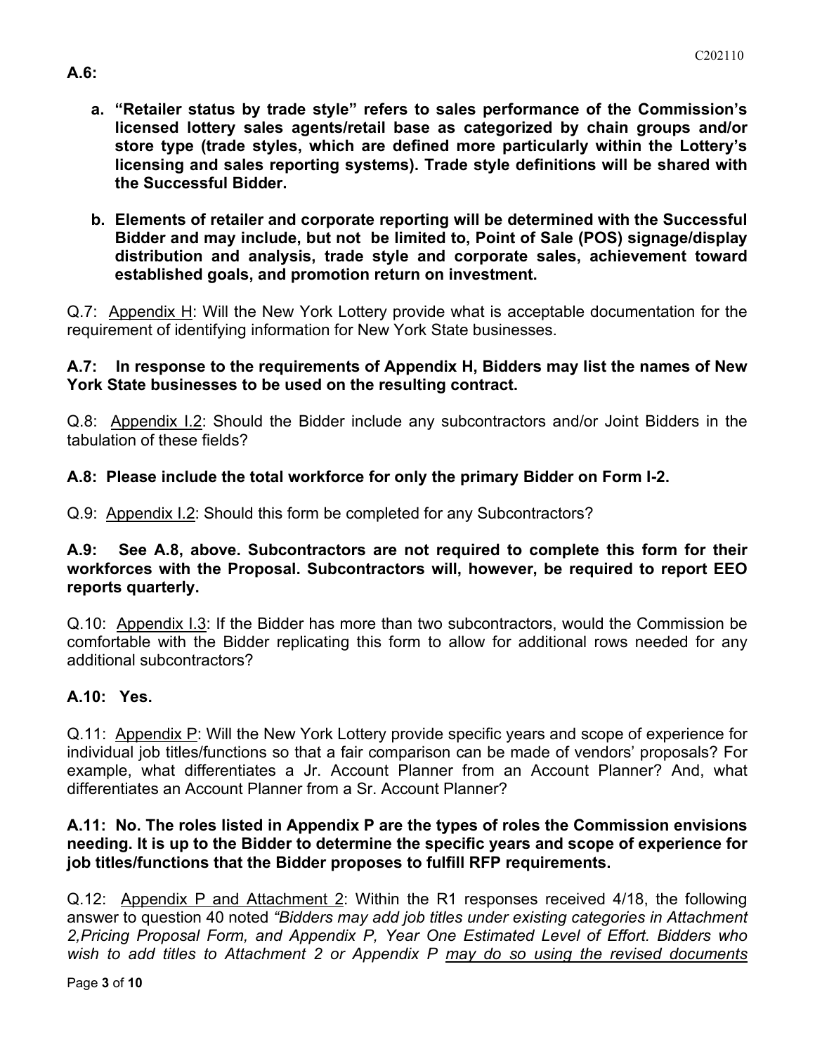**A.6:**

a. **"Retailer status by trade style" refers to sales performance of the Commission's licensed lottery sales agents/retail base as categorized by chain groups and/or store type (trade styles, which are defined more particularly within the Lottery's licensing and sales reporting systems). Trade style definitions will be shared with the Successful Bidder.**

b. **Elements of retailer and corporate reporting will be determined with the Successful Bidder and may include, but not be limited to, Point of Sale (POS) signage/display distribution and analysis, trade style and corporate sales, achievement toward established goals, and promotion return on investment.**

Q.7: Appendix H: Will the New York Lottery provide what is acceptable documentation for the requirement of identifying information for New York State businesses.

**A.7: In response to the requirements of Appendix H, Bidders may list the names of New York State businesses to be used on the resulting contract.**

Q.8: Appendix I.2: Should the Bidder include any subcontractors and/or Joint Bidders in the tabulation of these fields?

**A.8: Please include the total workforce for only the primary Bidder on Form I-2.**

Q.9: Appendix I.2: Should this form be completed for any Subcontractors?

**A.9: See A.8, above. Subcontractors are not required to complete this form for their workforces with the Proposal. Subcontractors will, however, be required to report EEO reports quarterly.**

Q.10: Appendix I.3: If the Bidder has more than two subcontractors, would the Commission be comfortable with the Bidder replicating this form to allow for additional rows needed for any additional subcontractors?

**A.10: Yes.**

Q.11: Appendix P: Will the New York Lottery provide specific years and scope of experience for individual job titles/functions so that a fair comparison can be made of vendors' proposals? For example, what differentiates a Jr. Account Planner from an Account Planner? And, what differentiates an Account Planner from a Sr. Account Planner?

**A.11: No. The roles listed in Appendix P are the types of roles the Commission envisions needing. It is up to the Bidder to determine the specific years and scope of experience for job titles/functions that the Bidder proposes to fulfill RFP requirements.**

Q.12: Appendix P and Attachment 2: Within the R1 responses received 4/18, the following answer to question 40 noted *"Bidders may add job titles under existing categories in Attachment 2,Pricing Proposal Form, and Appendix P, Year One Estimated Level of Effort. Bidders who wish to add titles to Attachment 2 or Appendix P may do so using the revised documents*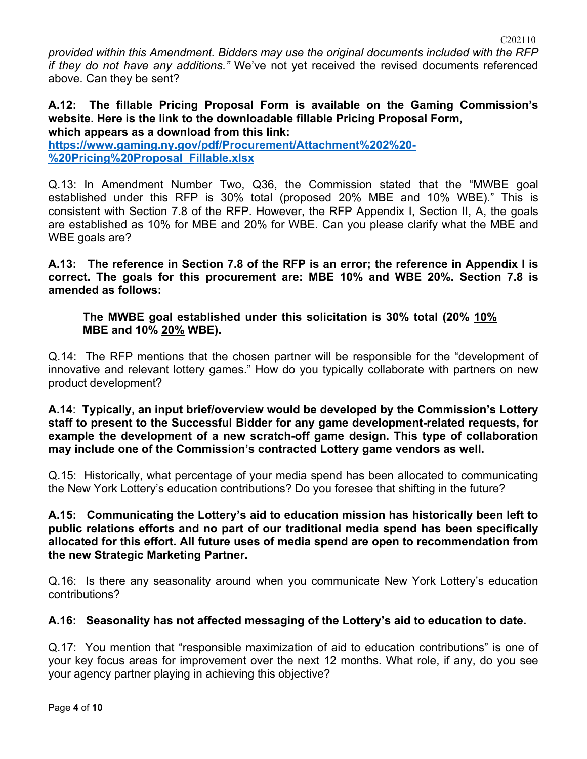*provided within this Amendment. Bidders may use the original documents included with the RFP if they do not have any additions."* We've not yet received the revised documents referenced above. Can they be sent?

**A.12: The fillable Pricing Proposal Form is available on the Gaming Commission's website. Here is the link to the downloadable fillable Pricing Proposal Form, which appears as a download from this link: [https://www.gaming.ny.gov/pdf/Procurement/Attachment%202%20-%20Pricing%20Proposal_Fillable.xlsx](https://www.gaming.ny.gov/pdf/Procurement/Attachment%202%20-%20Pricing%20Proposal_Fillable.xlsx)**

Q.13: In Amendment Number Two, Q36, the Commission stated that the "MWBE goal established under this RFP is 30% total (proposed 20% MBE and 10% WBE)." This is consistent with Section 7.8 of the RFP. However, the RFP Appendix I, Section II, A, the goals are established as 10% for MBE and 20% for WBE. Can you please clarify what the MBE and WBE goals are?

**A.13: The reference in Section 7.8 of the RFP is an error; the reference in Appendix I is correct. The goals for this procurement are: MBE 10% and WBE 20%. Section 7.8 is amended as follows:**

> **The MWBE goal established under this solicitation is 30% total (~~20%~~ <u>10%</u> MBE and ~~10%~~ <u>20%</u> WBE).**

Q.14: The RFP mentions that the chosen partner will be responsible for the "development of innovative and relevant lottery games." How do you typically collaborate with partners on new product development?

**A.14: Typically, an input brief/overview would be developed by the Commission's Lottery staff to present to the Successful Bidder for any game development-related requests, for example the development of a new scratch-off game design. This type of collaboration may include one of the Commission's contracted Lottery game vendors as well.**

Q.15: Historically, what percentage of your media spend has been allocated to communicating the New York Lottery's education contributions? Do you foresee that shifting in the future?

**A.15: Communicating the Lottery's aid to education mission has historically been left to public relations efforts and no part of our traditional media spend has been specifically allocated for this effort. All future uses of media spend are open to recommendation from the new Strategic Marketing Partner.**

Q.16: Is there any seasonality around when you communicate New York Lottery's education contributions?

**A.16: Seasonality has not affected messaging of the Lottery's aid to education to date.**

Q.17: You mention that "responsible maximization of aid to education contributions" is one of your key focus areas for improvement over the next 12 months. What role, if any, do you see your agency partner playing in achieving this objective?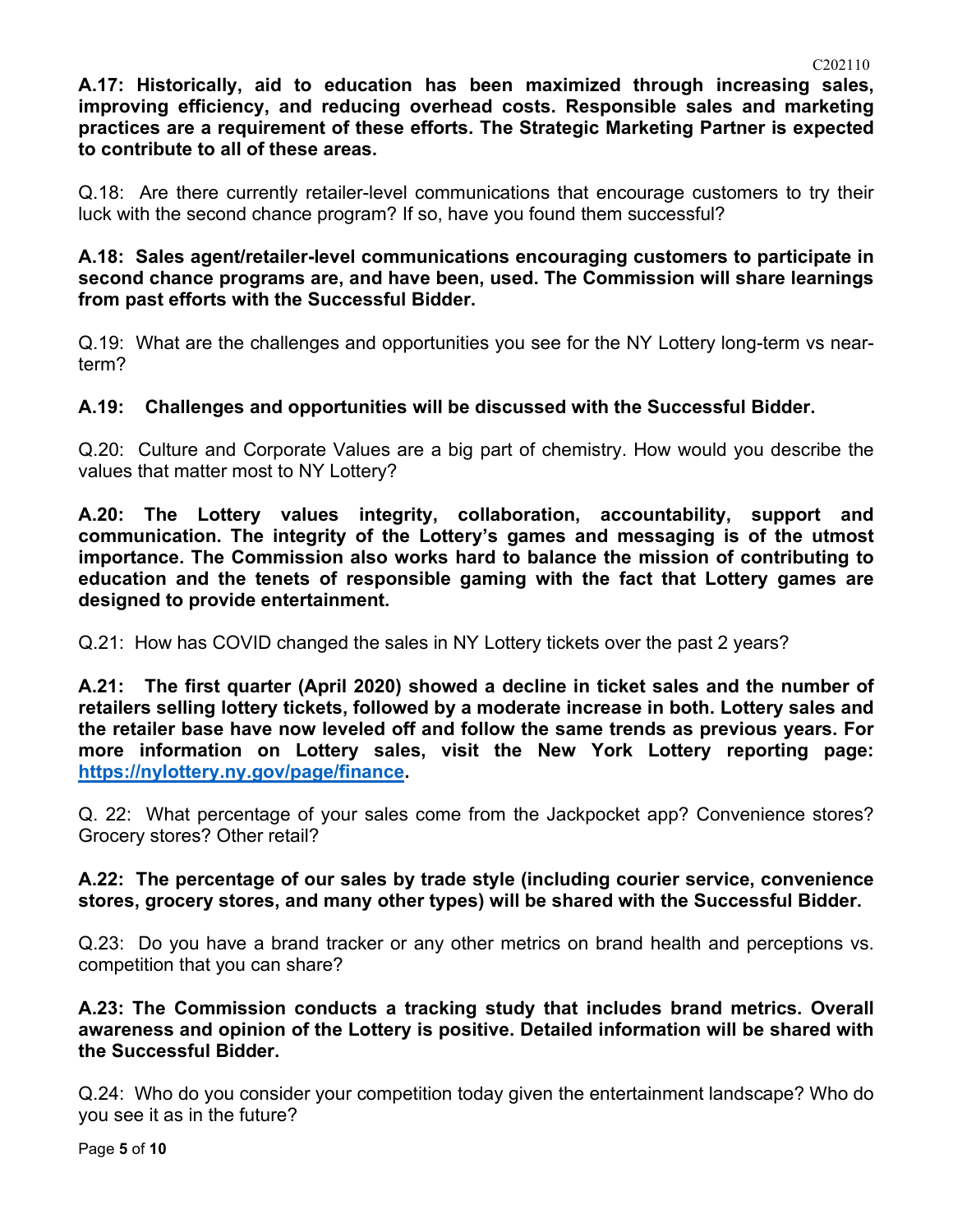**A.17: Historically, aid to education has been maximized through increasing sales, improving efficiency, and reducing overhead costs. Responsible sales and marketing practices are a requirement of these efforts. The Strategic Marketing Partner is expected to contribute to all of these areas.**

Q.18: Are there currently retailer-level communications that encourage customers to try their luck with the second chance program? If so, have you found them successful?

**A.18: Sales agent/retailer-level communications encouraging customers to participate in second chance programs are, and have been, used. The Commission will share learnings from past efforts with the Successful Bidder.**

Q.19: What are the challenges and opportunities you see for the NY Lottery long-term vs near-term?

**A.19: Challenges and opportunities will be discussed with the Successful Bidder.**

Q.20: Culture and Corporate Values are a big part of chemistry. How would you describe the values that matter most to NY Lottery?

**A.20: The Lottery values integrity, collaboration, accountability, support and communication. The integrity of the Lottery's games and messaging is of the utmost importance. The Commission also works hard to balance the mission of contributing to education and the tenets of responsible gaming with the fact that Lottery games are designed to provide entertainment.**

Q.21: How has COVID changed the sales in NY Lottery tickets over the past 2 years?

**A.21: The first quarter (April 2020) showed a decline in ticket sales and the number of retailers selling lottery tickets, followed by a moderate increase in both. Lottery sales and the retailer base have now leveled off and follow the same trends as previous years. For more information on Lottery sales, visit the New York Lottery reporting page: [https://nylottery.ny.gov/page/finance](https://nylottery.ny.gov/page/finance).**

Q. 22: What percentage of your sales come from the Jackpocket app? Convenience stores? Grocery stores? Other retail?

**A.22: The percentage of our sales by trade style (including courier service, convenience stores, grocery stores, and many other types) will be shared with the Successful Bidder.**

Q.23: Do you have a brand tracker or any other metrics on brand health and perceptions vs. competition that you can share?

**A.23: The Commission conducts a tracking study that includes brand metrics. Overall awareness and opinion of the Lottery is positive. Detailed information will be shared with the Successful Bidder.**

Q.24: Who do you consider your competition today given the entertainment landscape? Who do you see it as in the future?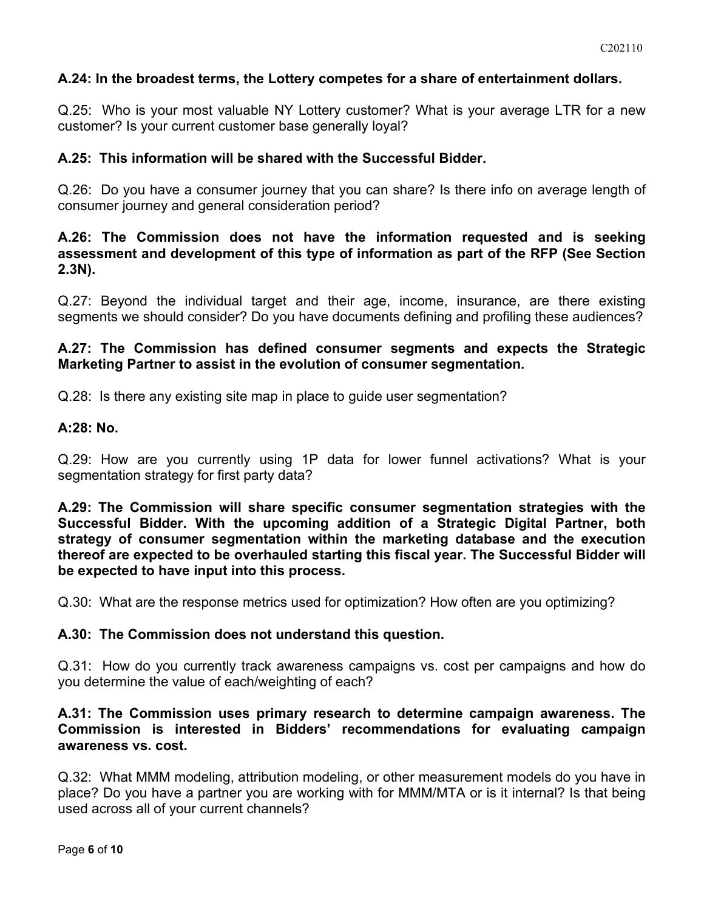**A.24: In the broadest terms, the Lottery competes for a share of entertainment dollars.**

Q.25: Who is your most valuable NY Lottery customer? What is your average LTR for a new customer? Is your current customer base generally loyal?

**A.25: This information will be shared with the Successful Bidder.**

Q.26: Do you have a consumer journey that you can share? Is there info on average length of consumer journey and general consideration period?

**A.26: The Commission does not have the information requested and is seeking assessment and development of this type of information as part of the RFP (See Section 2.3N).**

Q.27: Beyond the individual target and their age, income, insurance, are there existing segments we should consider? Do you have documents defining and profiling these audiences?

**A.27: The Commission has defined consumer segments and expects the Strategic Marketing Partner to assist in the evolution of consumer segmentation.**

Q.28: Is there any existing site map in place to guide user segmentation?

**A:28: No.**

Q.29: How are you currently using 1P data for lower funnel activations? What is your segmentation strategy for first party data?

**A.29: The Commission will share specific consumer segmentation strategies with the Successful Bidder. With the upcoming addition of a Strategic Digital Partner, both strategy of consumer segmentation within the marketing database and the execution thereof are expected to be overhauled starting this fiscal year. The Successful Bidder will be expected to have input into this process.**

Q.30: What are the response metrics used for optimization? How often are you optimizing?

**A.30: The Commission does not understand this question.**

Q.31: How do you currently track awareness campaigns vs. cost per campaigns and how do you determine the value of each/weighting of each?

**A.31: The Commission uses primary research to determine campaign awareness. The Commission is interested in Bidders' recommendations for evaluating campaign awareness vs. cost.**

Q.32: What MMM modeling, attribution modeling, or other measurement models do you have in place? Do you have a partner you are working with for MMM/MTA or is it internal? Is that being used across all of your current channels?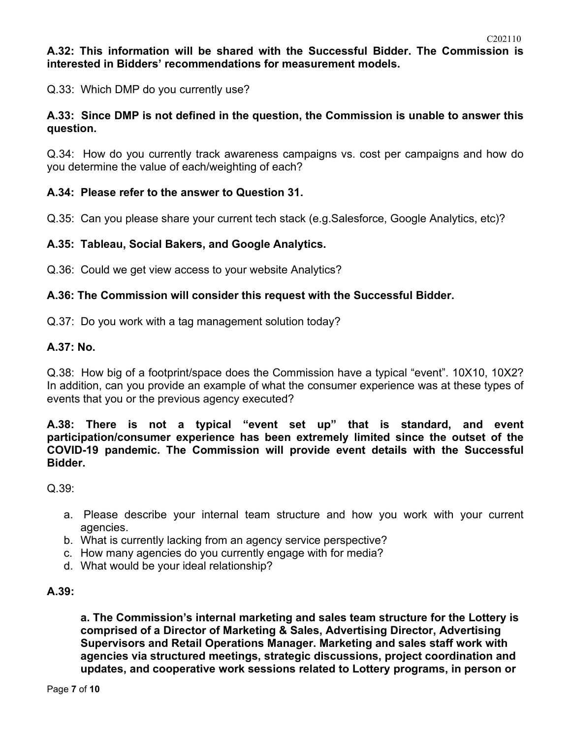**A.32: This information will be shared with the Successful Bidder. The Commission is interested in Bidders' recommendations for measurement models.**

Q.33: Which DMP do you currently use?

**A.33: Since DMP is not defined in the question, the Commission is unable to answer this question.**

Q.34: How do you currently track awareness campaigns vs. cost per campaigns and how do you determine the value of each/weighting of each?

**A.34: Please refer to the answer to Question 31.**

Q.35: Can you please share your current tech stack (e.g.Salesforce, Google Analytics, etc)?

**A.35: Tableau, Social Bakers, and Google Analytics.**

Q.36: Could we get view access to your website Analytics?

**A.36: The Commission will consider this request with the Successful Bidder.**

Q.37: Do you work with a tag management solution today?

**A.37: No.**

Q.38: How big of a footprint/space does the Commission have a typical "event". 10X10, 10X2? In addition, can you provide an example of what the consumer experience was at these types of events that you or the previous agency executed?

**A.38: There is not a typical "event set up" that is standard, and event participation/consumer experience has been extremely limited since the outset of the COVID-19 pandemic. The Commission will provide event details with the Successful Bidder.**

Q.39:

a. Please describe your internal team structure and how you work with your current agencies.
b. What is currently lacking from an agency service perspective?
c. How many agencies do you currently engage with for media?
d. What would be your ideal relationship?

**A.39:**

**a. The Commission's internal marketing and sales team structure for the Lottery is comprised of a Director of Marketing & Sales, Advertising Director, Advertising Supervisors and Retail Operations Manager. Marketing and sales staff work with agencies via structured meetings, strategic discussions, project coordination and updates, and cooperative work sessions related to Lottery programs, in person or**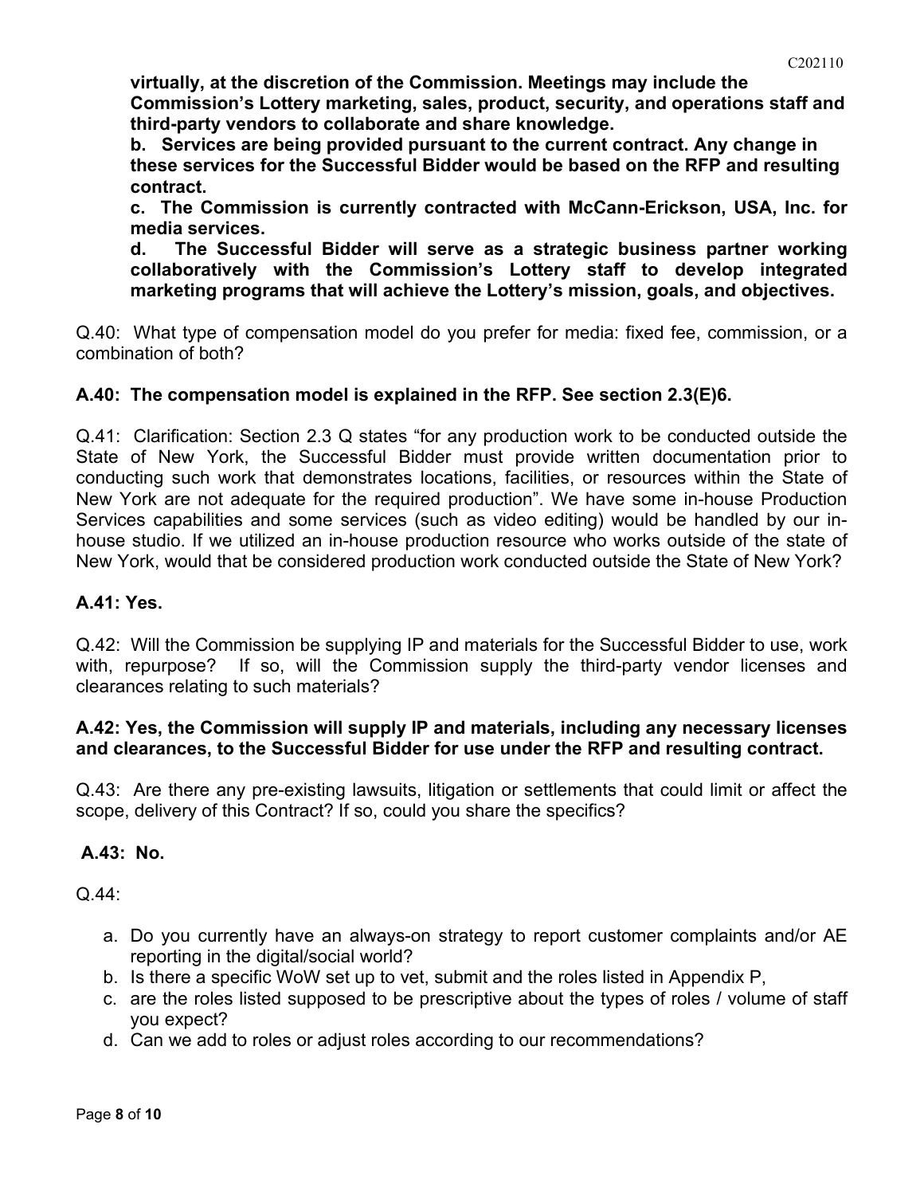**virtually, at the discretion of the Commission. Meetings may include the Commission's Lottery marketing, sales, product, security, and operations staff and third-party vendors to collaborate and share knowledge.**

**b. Services are being provided pursuant to the current contract. Any change in these services for the Successful Bidder would be based on the RFP and resulting contract.**

**c. The Commission is currently contracted with McCann-Erickson, USA, Inc. for media services.**

**d. The Successful Bidder will serve as a strategic business partner working collaboratively with the Commission's Lottery staff to develop integrated marketing programs that will achieve the Lottery's mission, goals, and objectives.**

Q.40: What type of compensation model do you prefer for media: fixed fee, commission, or a combination of both?

**A.40: The compensation model is explained in the RFP. See section 2.3(E)6.**

Q.41: Clarification: Section 2.3 Q states "for any production work to be conducted outside the State of New York, the Successful Bidder must provide written documentation prior to conducting such work that demonstrates locations, facilities, or resources within the State of New York are not adequate for the required production". We have some in-house Production Services capabilities and some services (such as video editing) would be handled by our in-house studio. If we utilized an in-house production resource who works outside of the state of New York, would that be considered production work conducted outside the State of New York?

**A.41: Yes.**

Q.42: Will the Commission be supplying IP and materials for the Successful Bidder to use, work with, repurpose? If so, will the Commission supply the third-party vendor licenses and clearances relating to such materials?

**A.42: Yes, the Commission will supply IP and materials, including any necessary licenses and clearances, to the Successful Bidder for use under the RFP and resulting contract.**

Q.43: Are there any pre-existing lawsuits, litigation or settlements that could limit or affect the scope, delivery of this Contract? If so, could you share the specifics?

**A.43: No.**

Q.44:

a. Do you currently have an always-on strategy to report customer complaints and/or AE reporting in the digital/social world?
b. Is there a specific WoW set up to vet, submit and the roles listed in Appendix P,
c. are the roles listed supposed to be prescriptive about the types of roles / volume of staff you expect?
d. Can we add to roles or adjust roles according to our recommendations?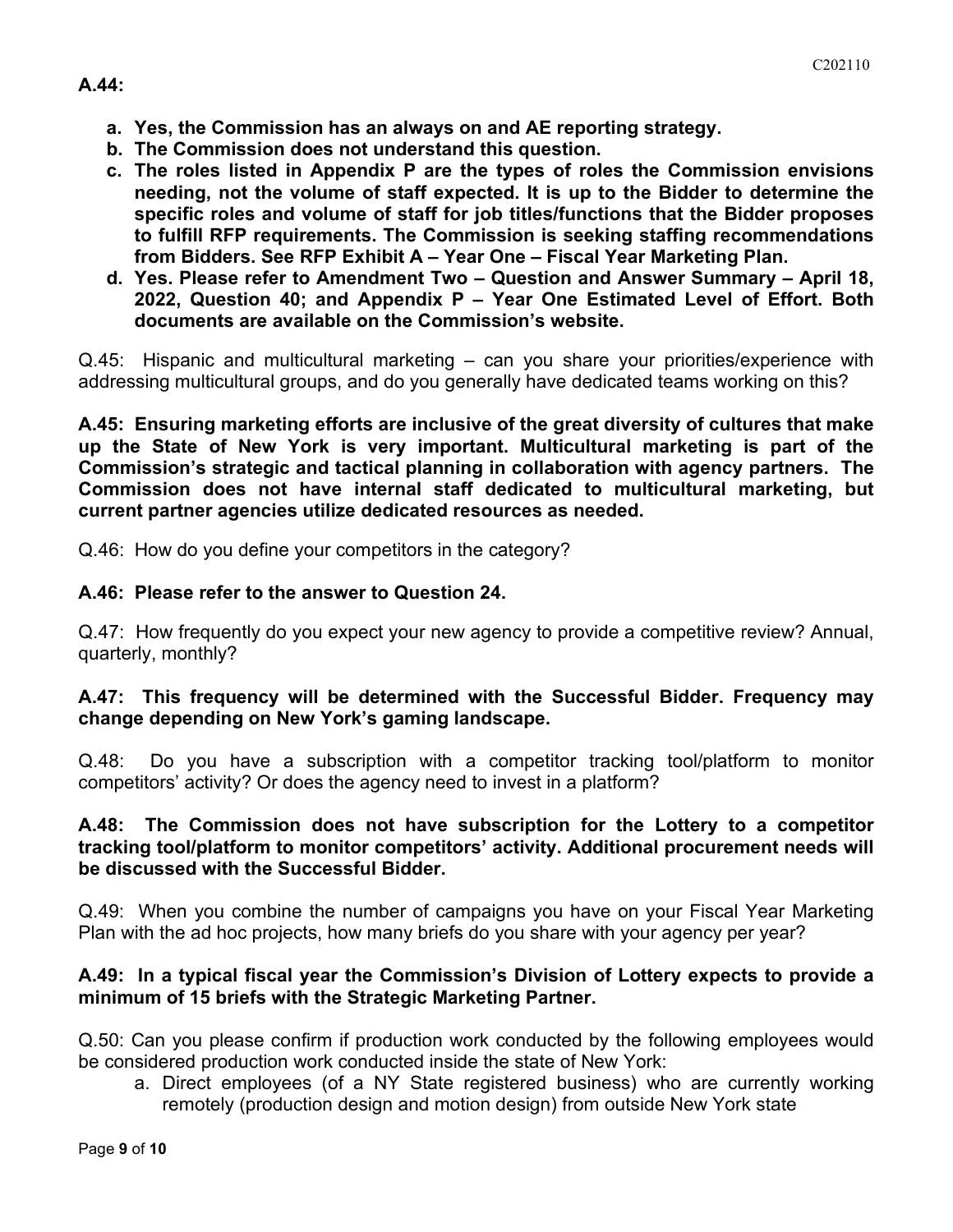**A.44:**

- **a. Yes, the Commission has an always on and AE reporting strategy.**
- **b. The Commission does not understand this question.**
- **c. The roles listed in Appendix P are the types of roles the Commission envisions needing, not the volume of staff expected. It is up to the Bidder to determine the specific roles and volume of staff for job titles/functions that the Bidder proposes to fulfill RFP requirements. The Commission is seeking staffing recommendations from Bidders. See RFP Exhibit A – Year One – Fiscal Year Marketing Plan.**
- **d. Yes. Please refer to Amendment Two – Question and Answer Summary – April 18, 2022, Question 40; and Appendix P – Year One Estimated Level of Effort. Both documents are available on the Commission's website.**

Q.45: Hispanic and multicultural marketing – can you share your priorities/experience with addressing multicultural groups, and do you generally have dedicated teams working on this?

**A.45: Ensuring marketing efforts are inclusive of the great diversity of cultures that make up the State of New York is very important. Multicultural marketing is part of the Commission's strategic and tactical planning in collaboration with agency partners. The Commission does not have internal staff dedicated to multicultural marketing, but current partner agencies utilize dedicated resources as needed.**

Q.46: How do you define your competitors in the category?

**A.46: Please refer to the answer to Question 24.**

Q.47: How frequently do you expect your new agency to provide a competitive review? Annual, quarterly, monthly?

**A.47: This frequency will be determined with the Successful Bidder. Frequency may change depending on New York's gaming landscape.**

Q.48: Do you have a subscription with a competitor tracking tool/platform to monitor competitors' activity? Or does the agency need to invest in a platform?

**A.48: The Commission does not have subscription for the Lottery to a competitor tracking tool/platform to monitor competitors' activity. Additional procurement needs will be discussed with the Successful Bidder.**

Q.49: When you combine the number of campaigns you have on your Fiscal Year Marketing Plan with the ad hoc projects, how many briefs do you share with your agency per year?

**A.49: In a typical fiscal year the Commission's Division of Lottery expects to provide a minimum of 15 briefs with the Strategic Marketing Partner.**

Q.50: Can you please confirm if production work conducted by the following employees would be considered production work conducted inside the state of New York:

a. Direct employees (of a NY State registered business) who are currently working remotely (production design and motion design) from outside New York state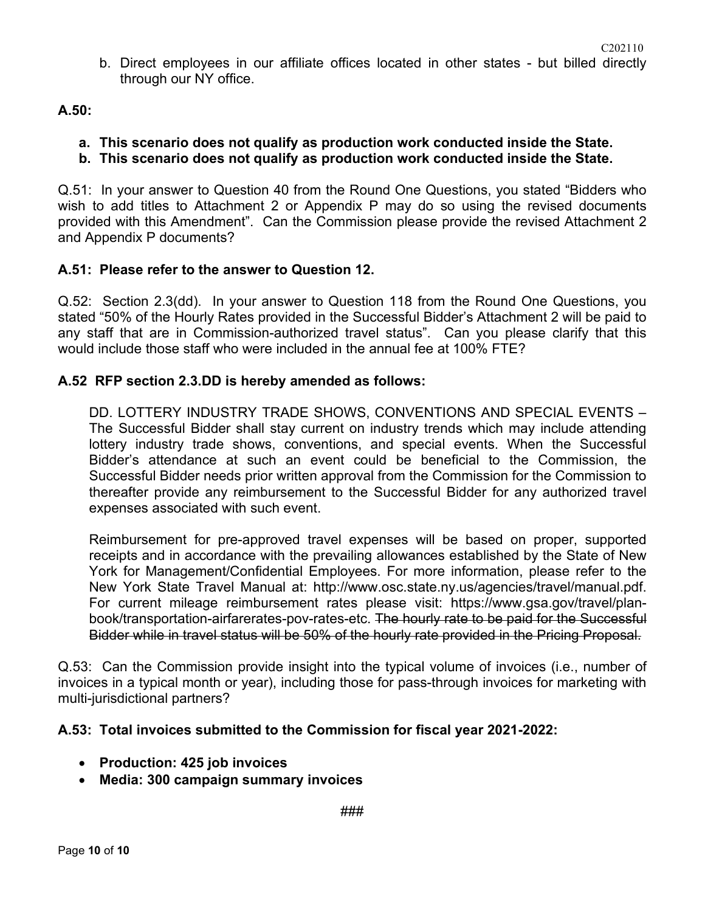b. Direct employees in our affiliate offices located in other states - but billed directly through our NY office.

**A.50:**

**a. This scenario does not qualify as production work conducted inside the State.**
**b. This scenario does not qualify as production work conducted inside the State.**

Q.51: In your answer to Question 40 from the Round One Questions, you stated "Bidders who wish to add titles to Attachment 2 or Appendix P may do so using the revised documents provided with this Amendment". Can the Commission please provide the revised Attachment 2 and Appendix P documents?

**A.51: Please refer to the answer to Question 12.**

Q.52: Section 2.3(dd). In your answer to Question 118 from the Round One Questions, you stated "50% of the Hourly Rates provided in the Successful Bidder's Attachment 2 will be paid to any staff that are in Commission-authorized travel status". Can you please clarify that this would include those staff who were included in the annual fee at 100% FTE?

**A.52 RFP section 2.3.DD is hereby amended as follows:**

DD. LOTTERY INDUSTRY TRADE SHOWS, CONVENTIONS AND SPECIAL EVENTS – The Successful Bidder shall stay current on industry trends which may include attending lottery industry trade shows, conventions, and special events. When the Successful Bidder's attendance at such an event could be beneficial to the Commission, the Successful Bidder needs prior written approval from the Commission for the Commission to thereafter provide any reimbursement to the Successful Bidder for any authorized travel expenses associated with such event.

Reimbursement for pre-approved travel expenses will be based on proper, supported receipts and in accordance with the prevailing allowances established by the State of New York for Management/Confidential Employees. For more information, please refer to the New York State Travel Manual at: http://www.osc.state.ny.us/agencies/travel/manual.pdf. For current mileage reimbursement rates please visit: https://www.gsa.gov/travel/plan-book/transportation-airfarerates-pov-rates-etc. ~~The hourly rate to be paid for the Successful Bidder while in travel status will be 50% of the hourly rate provided in the Pricing Proposal.~~

Q.53: Can the Commission provide insight into the typical volume of invoices (i.e., number of invoices in a typical month or year), including those for pass-through invoices for marketing with multi-jurisdictional partners?

**A.53: Total invoices submitted to the Commission for fiscal year 2021-2022:**

- **Production: 425 job invoices**
- **Media: 300 campaign summary invoices**

###